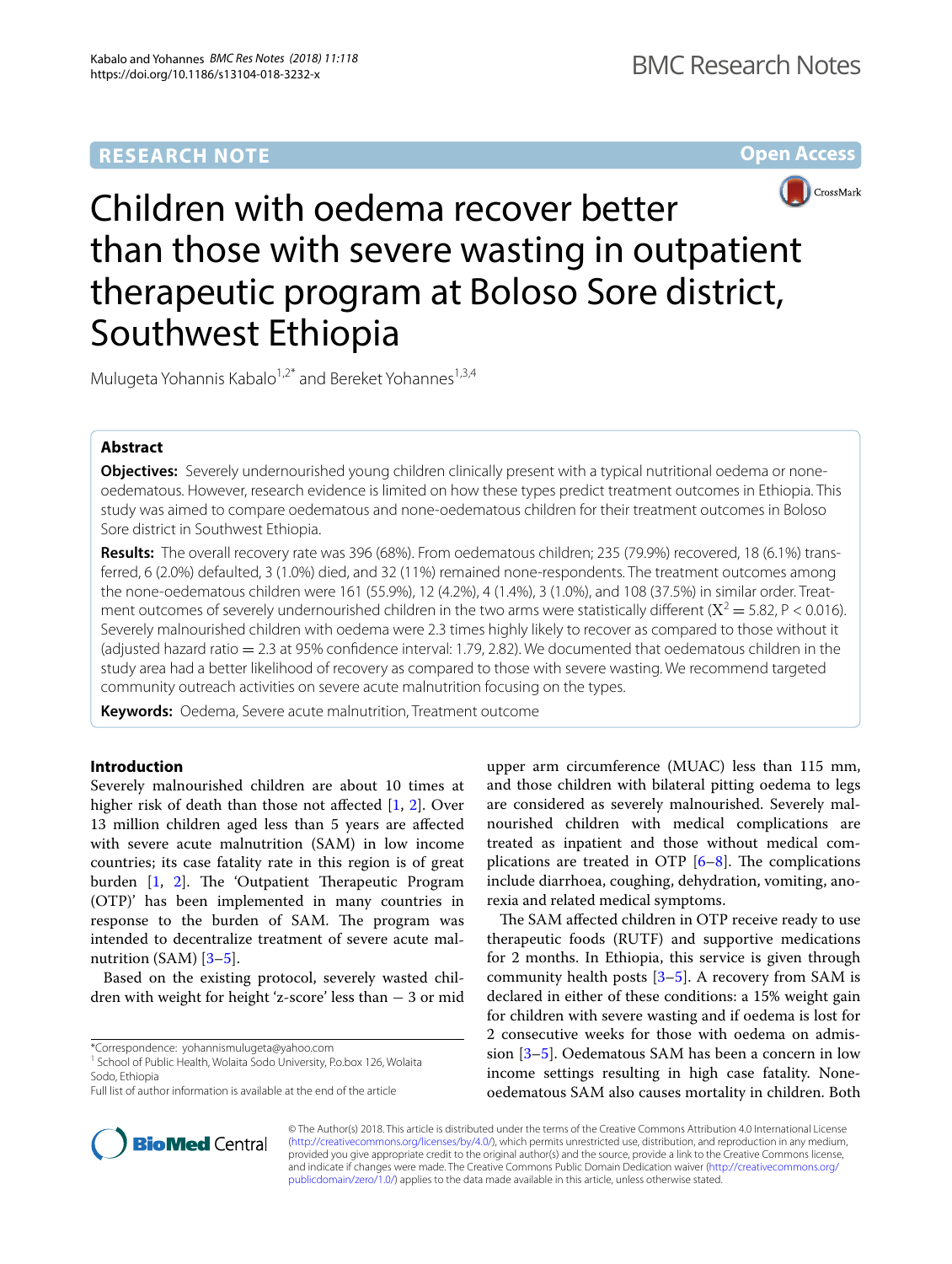RESEARCH NOTE

Open Access

# Children with oedema recover better than those with severe wasting in outpatient therapeutic program at Boloso Sore district, Southwest Ethiopia

Mulugeta Yohannis Kabalo[1,2*] and Bereket Yohannes[1,3,4]

## Abstract

**Objectives:** Severely undernourished young children clinically present with a typical nutritional oedema or none-oedematous. However, research evidence is limited on how these types predict treatment outcomes in Ethiopia. This study was aimed to compare oedematous and none-oedematous children for their treatment outcomes in Boloso Sore district in Southwest Ethiopia.

**Results:** The overall recovery rate was 396 (68%). From oedematous children; 235 (79.9%) recovered, 18 (6.1%) transferred, 6 (2.0%) defaulted, 3 (1.0%) died, and 32 (11%) remained none-respondents. The treatment outcomes among the none-oedematous children were 161 (55.9%), 12 (4.2%), 4 (1.4%), 3 (1.0%), and 108 (37.5%) in similar order. Treatment outcomes of severely undernourished children in the two arms were statistically different ($X^2 = 5.82$, $P < 0.016$). Severely malnourished children with oedema were 2.3 times highly likely to recover as compared to those without it (adjusted hazard ratio = 2.3 at 95% confidence interval: 1.79, 2.82). We documented that oedematous children in the study area had a better likelihood of recovery as compared to those with severe wasting. We recommend targeted community outreach activities on severe acute malnutrition focusing on the types.

**Keywords:** Oedema, Severe acute malnutrition, Treatment outcome

## Introduction

Severely malnourished children are about 10 times at higher risk of death than those not affected [1, 2]. Over 13 million children aged less than 5 years are affected with severe acute malnutrition (SAM) in low income countries; its case fatality rate in this region is of great burden [1, 2]. The 'Outpatient Therapeutic Program (OTP)' has been implemented in many countries in response to the burden of SAM. The program was intended to decentralize treatment of severe acute malnutrition (SAM) [3–5].

Based on the existing protocol, severely wasted children with weight for height 'z-score' less than − 3 or mid upper arm circumference (MUAC) less than 115 mm, and those children with bilateral pitting oedema to legs are considered as severely malnourished. Severely malnourished children with medical complications are treated as inpatient and those without medical complications are treated in OTP [6–8]. The complications include diarrhoea, coughing, dehydration, vomiting, anorexia and related medical symptoms.

The SAM affected children in OTP receive ready to use therapeutic foods (RUTF) and supportive medications for 2 months. In Ethiopia, this service is given through community health posts [3–5]. A recovery from SAM is declared in either of these conditions: a 15% weight gain for children with severe wasting and if oedema is lost for 2 consecutive weeks for those with oedema on admission [3–5]. Oedematous SAM has been a concern in low income settings resulting in high case fatality. None-oedematous SAM also causes mortality in children. Both

*Correspondence: yohannismulugeta@yahoo.com
[1] School of Public Health, Wolaita Sodo University, P.o.box 126, Wolaita Sodo, Ethiopia
Full list of author information is available at the end of the article

© The Author(s) 2018. This article is distributed under the terms of the Creative Commons Attribution 4.0 International License (http://creativecommons.org/licenses/by/4.0/), which permits unrestricted use, distribution, and reproduction in any medium, provided you give appropriate credit to the original author(s) and the source, provide a link to the Creative Commons license, and indicate if changes were made. The Creative Commons Public Domain Dedication waiver (http://creativecommons.org/publicdomain/zero/1.0/) applies to the data made available in this article, unless otherwise stated.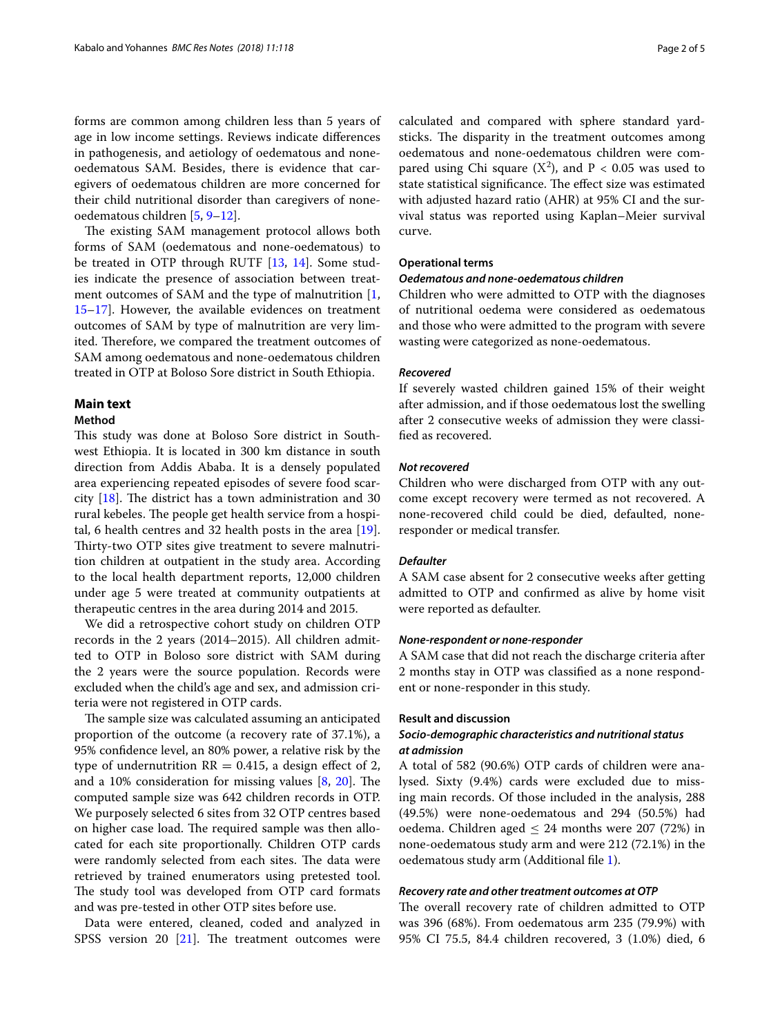forms are common among children less than 5 years of age in low income settings. Reviews indicate differences in pathogenesis, and aetiology of oedematous and none-oedematous SAM. Besides, there is evidence that caregivers of oedematous children are more concerned for their child nutritional disorder than caregivers of none-oedematous children [5, 9–12].

The existing SAM management protocol allows both forms of SAM (oedematous and none-oedematous) to be treated in OTP through RUTF [13, 14]. Some studies indicate the presence of association between treatment outcomes of SAM and the type of malnutrition [1, 15–17]. However, the available evidences on treatment outcomes of SAM by type of malnutrition are very limited. Therefore, we compared the treatment outcomes of SAM among oedematous and none-oedematous children treated in OTP at Boloso Sore district in South Ethiopia.

## Main text

### Method

This study was done at Boloso Sore district in Southwest Ethiopia. It is located in 300 km distance in south direction from Addis Ababa. It is a densely populated area experiencing repeated episodes of severe food scarcity [18]. The district has a town administration and 30 rural kebeles. The people get health service from a hospital, 6 health centres and 32 health posts in the area [19]. Thirty-two OTP sites give treatment to severe malnutrition children at outpatient in the study area. According to the local health department reports, 12,000 children under age 5 were treated at community outpatients at therapeutic centres in the area during 2014 and 2015.

We did a retrospective cohort study on children OTP records in the 2 years (2014–2015). All children admitted to OTP in Boloso sore district with SAM during the 2 years were the source population. Records were excluded when the child's age and sex, and admission criteria were not registered in OTP cards.

The sample size was calculated assuming an anticipated proportion of the outcome (a recovery rate of 37.1%), a 95% confidence level, an 80% power, a relative risk by the type of undernutrition RR = 0.415, a design effect of 2, and a 10% consideration for missing values [8, 20]. The computed sample size was 642 children records in OTP. We purposely selected 6 sites from 32 OTP centres based on higher case load. The required sample was then allocated for each site proportionally. Children OTP cards were randomly selected from each sites. The data were retrieved by trained enumerators using pretested tool. The study tool was developed from OTP card formats and was pre-tested in other OTP sites before use.

Data were entered, cleaned, coded and analyzed in SPSS version 20 [21]. The treatment outcomes were calculated and compared with sphere standard yardsticks. The disparity in the treatment outcomes among oedematous and none-oedematous children were compared using Chi square ($X^2$), and $P < 0.05$ was used to state statistical significance. The effect size was estimated with adjusted hazard ratio (AHR) at 95% CI and the survival status was reported using Kaplan–Meier survival curve.

### Operational terms

#### *Oedematous and none-oedematous children*

Children who were admitted to OTP with the diagnoses of nutritional oedema were considered as oedematous and those who were admitted to the program with severe wasting were categorized as none-oedematous.

#### *Recovered*

If severely wasted children gained 15% of their weight after admission, and if those oedematous lost the swelling after 2 consecutive weeks of admission they were classified as recovered.

#### *Not recovered*

Children who were discharged from OTP with any outcome except recovery were termed as not recovered. A none-recovered child could be died, defaulted, none-responder or medical transfer.

#### *Defaulter*

A SAM case absent for 2 consecutive weeks after getting admitted to OTP and confirmed as alive by home visit were reported as defaulter.

#### *None-respondent or none-responder*

A SAM case that did not reach the discharge criteria after 2 months stay in OTP was classified as a none respondent or none-responder in this study.

### Result and discussion

#### *Socio-demographic characteristics and nutritional status at admission*

A total of 582 (90.6%) OTP cards of children were analysed. Sixty (9.4%) cards were excluded due to missing main records. Of those included in the analysis, 288 (49.5%) were none-oedematous and 294 (50.5%) had oedema. Children aged ≤ 24 months were 207 (72%) in none-oedematous study arm and were 212 (72.1%) in the oedematous study arm (Additional file 1).

#### *Recovery rate and other treatment outcomes at OTP*

The overall recovery rate of children admitted to OTP was 396 (68%). From oedematous arm 235 (79.9%) with 95% CI 75.5, 84.4 children recovered, 3 (1.0%) died, 6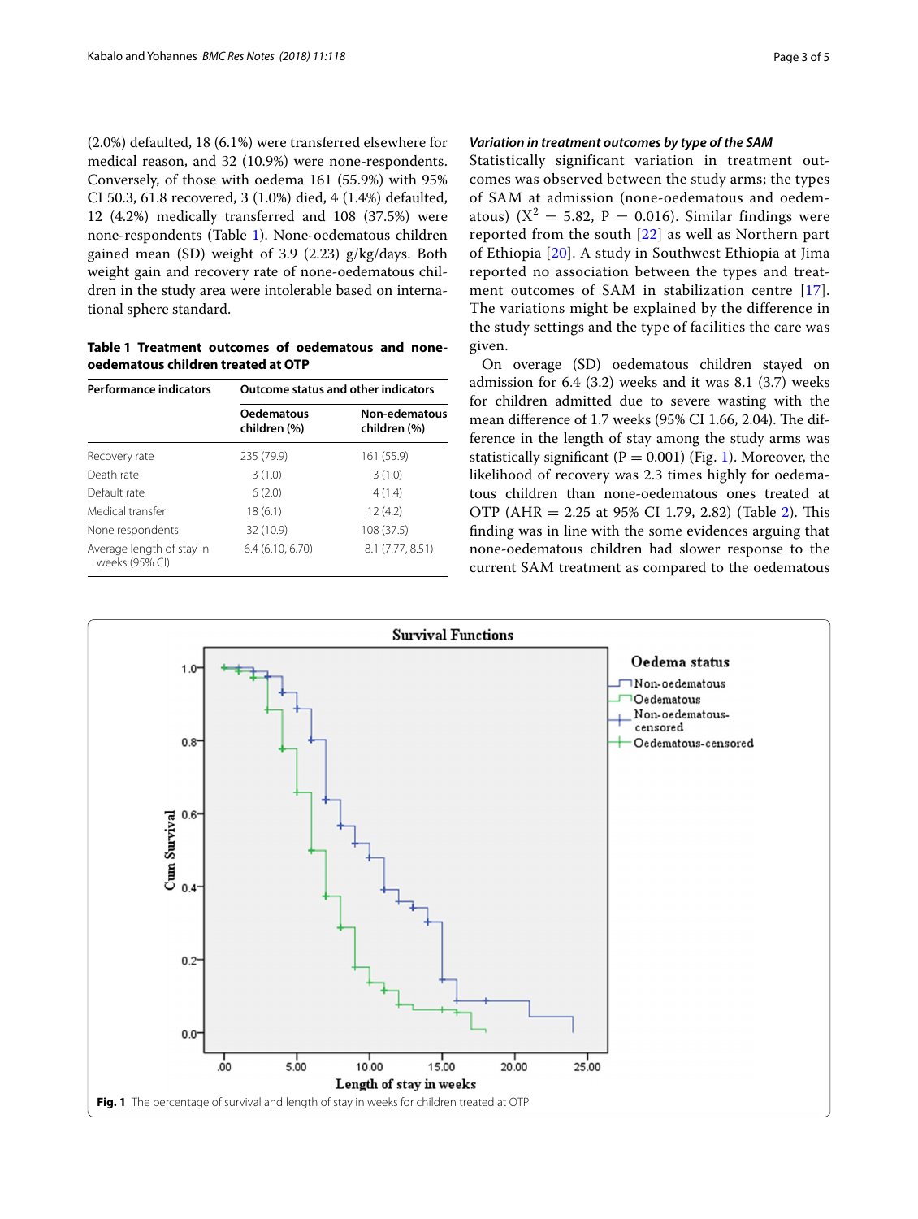(2.0%) defaulted, 18 (6.1%) were transferred elsewhere for medical reason, and 32 (10.9%) were none-respondents. Conversely, of those with oedema 161 (55.9%) with 95% CI 50.3, 61.8 recovered, 3 (1.0%) died, 4 (1.4%) defaulted, 12 (4.2%) medically transferred and 108 (37.5%) were none-respondents (Table 1). None-oedematous children gained mean (SD) weight of 3.9 (2.23) g/kg/days. Both weight gain and recovery rate of none-oedematous children in the study area were intolerable based on international sphere standard.

**Table 1 Treatment outcomes of oedematous and none-oedematous children treated at OTP**

| Performance indicators | Outcome status and other indicators | |
|---|---|---|
| | Oedematous children (%) | Non-edematous children (%) |
| Recovery rate | 235 (79.9) | 161 (55.9) |
| Death rate | 3 (1.0) | 3 (1.0) |
| Default rate | 6 (2.0) | 4 (1.4) |
| Medical transfer | 18 (6.1) | 12 (4.2) |
| None respondents | 32 (10.9) | 108 (37.5) |
| Average length of stay in weeks (95% CI) | 6.4 (6.10, 6.70) | 8.1 (7.77, 8.51) |

### *Variation in treatment outcomes by type of the SAM*

Statistically significant variation in treatment outcomes was observed between the study arms; the types of SAM at admission (none-oedematous and oedematous) ($X^2 = 5.82$, $P = 0.016$). Similar findings were reported from the south [22] as well as Northern part of Ethiopia [20]. A study in Southwest Ethiopia at Jima reported no association between the types and treatment outcomes of SAM in stabilization centre [17]. The variations might be explained by the difference in the study settings and the type of facilities the care was given.

On overage (SD) oedematous children stayed on admission for 6.4 (3.2) weeks and it was 8.1 (3.7) weeks for children admitted due to severe wasting with the mean difference of 1.7 weeks (95% CI 1.66, 2.04). The difference in the length of stay among the study arms was statistically significant ($P = 0.001$) (Fig. 1). Moreover, the likelihood of recovery was 2.3 times highly for oedematous children than none-oedematous ones treated at OTP (AHR = 2.25 at 95% CI 1.79, 2.82) (Table 2). This finding was in line with the some evidences arguing that none-oedematous children had slower response to the current SAM treatment as compared to the oedematous

**Fig. 1** The percentage of survival and length of stay in weeks for children treated at OTP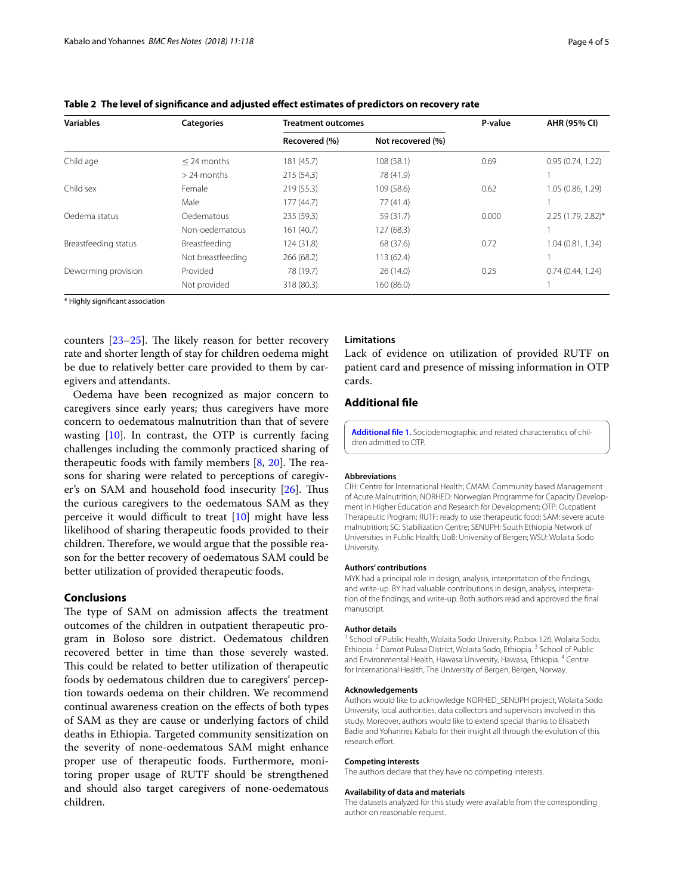**Table 2 The level of significance and adjusted effect estimates of predictors on recovery rate**

| Variables | Categories | Treatment outcomes | | P-value | AHR (95% CI) |
|---|---|---|---|---|---|
| | | Recovered (%) | Not recovered (%) | | |
| Child age | ≤ 24 months | 181 (45.7) | 108 (58.1) | 0.69 | 0.95 (0.74, 1.22) |
| | > 24 months | 215 (54.3) | 78 (41.9) | | 1 |
| Child sex | Female | 219 (55.3) | 109 (58.6) | 0.62 | 1.05 (0.86, 1.29) |
| | Male | 177 (44.7) | 77 (41.4) | | 1 |
| Oedema status | Oedematous | 235 (59.3) | 59 (31.7) | 0.000 | 2.25 (1.79, 2.82)* |
| | Non-oedematous | 161 (40.7) | 127 (68.3) | | 1 |
| Breastfeeding status | Breastfeeding | 124 (31.8) | 68 (37.6) | 0.72 | 1.04 (0.81, 1.34) |
| | Not breastfeeding | 266 (68.2) | 113 (62.4) | | 1 |
| Deworming provision | Provided | 78 (19.7) | 26 (14.0) | 0.25 | 0.74 (0.44, 1.24) |
| | Not provided | 318 (80.3) | 160 (86.0) | | 1 |

\* Highly significant association

counters [23–25]. The likely reason for better recovery rate and shorter length of stay for children oedema might be due to relatively better care provided to them by caregivers and attendants.

Oedema have been recognized as major concern to caregivers since early years; thus caregivers have more concern to oedematous malnutrition than that of severe wasting [10]. In contrast, the OTP is currently facing challenges including the commonly practiced sharing of therapeutic foods with family members [8, 20]. The reasons for sharing were related to perceptions of caregiver's on SAM and household food insecurity [26]. Thus the curious caregivers to the oedematous SAM as they perceive it would difficult to treat [10] might have less likelihood of sharing therapeutic foods provided to their children. Therefore, we would argue that the possible reason for the better recovery of oedematous SAM could be better utilization of provided therapeutic foods.

## Conclusions

The type of SAM on admission affects the treatment outcomes of the children in outpatient therapeutic program in Boloso sore district. Oedematous children recovered better in time than those severely wasted. This could be related to better utilization of therapeutic foods by oedematous children due to caregivers' perception towards oedema on their children. We recommend continual awareness creation on the effects of both types of SAM as they are cause or underlying factors of child deaths in Ethiopia. Targeted community sensitization on the severity of none-oedematous SAM might enhance proper use of therapeutic foods. Furthermore, monitoring proper usage of RUTF should be strengthened and should also target caregivers of none-oedematous children.

## Limitations

Lack of evidence on utilization of provided RUTF on patient card and presence of missing information in OTP cards.

## Additional file

**Additional file 1.** Sociodemographic and related characteristics of children admitted to OTP.

#### Abbreviations

CIH: Centre for International Health; CMAM: Community based Management of Acute Malnutrition; NORHED: Norwegian Programme for Capacity Development in Higher Education and Research for Development; OTP: Outpatient Therapeutic Program; RUTF: ready to use therapeutic food; SAM: severe acute malnutrition; SC: Stabilization Centre; SENUPH: South Ethiopia Network of Universities in Public Health; UoB: University of Bergen; WSU: Wolaita Sodo University.

#### Authors' contributions

MYK had a principal role in design, analysis, interpretation of the findings, and write-up. BY had valuable contributions in design, analysis, interpretation of the findings, and write-up. Both authors read and approved the final manuscript.

#### Author details

[1] School of Public Health, Wolaita Sodo University, P.o.box 126, Wolaita Sodo, Ethiopia. [2] Damot Pulasa District, Wolaita Sodo, Ethiopia. [3] School of Public and Environmental Health, Hawasa University, Hawasa, Ethiopia. [4] Centre for International Health, The University of Bergen, Bergen, Norway.

#### Acknowledgements

Authors would like to acknowledge NORHED_SENUPH project, Wolaita Sodo University, local authorities, data collectors and supervisors involved in this study. Moreover, authors would like to extend special thanks to Elisabeth Badie and Yohannes Kabalo for their insight all through the evolution of this research effort.

#### Competing interests

The authors declare that they have no competing interests.

#### Availability of data and materials

The datasets analyzed for this study were available from the corresponding author on reasonable request.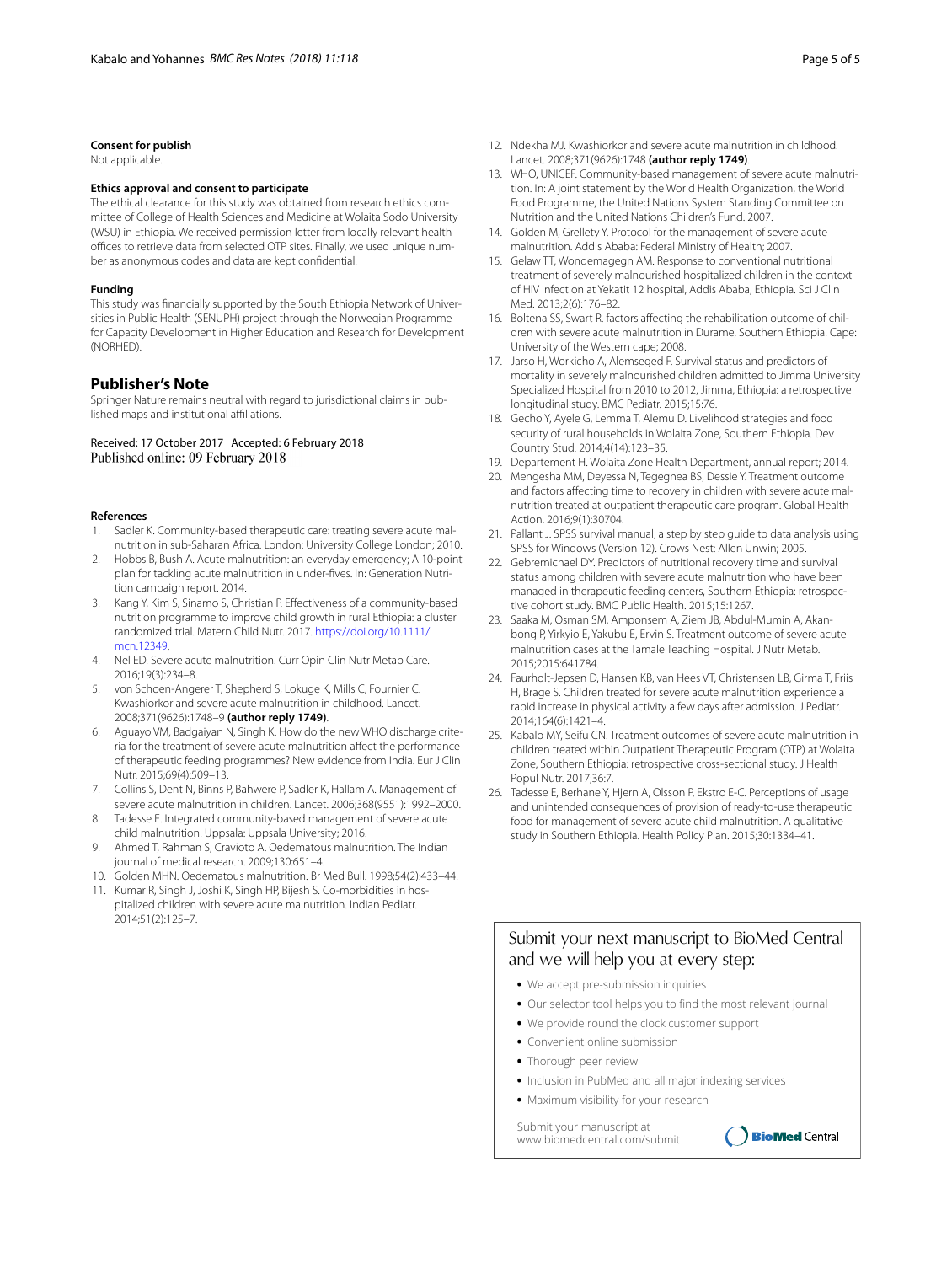**Consent for publish**

Not applicable.

**Ethics approval and consent to participate**

The ethical clearance for this study was obtained from research ethics committee of College of Health Sciences and Medicine at Wolaita Sodo University (WSU) in Ethiopia. We received permission letter from locally relevant health offices to retrieve data from selected OTP sites. Finally, we used unique number as anonymous codes and data are kept confidential.

**Funding**

This study was financially supported by the South Ethiopia Network of Universities in Public Health (SENUPH) project through the Norwegian Programme for Capacity Development in Higher Education and Research for Development (NORHED).

## Publisher's Note

Springer Nature remains neutral with regard to jurisdictional claims in published maps and institutional affiliations.

Received: 17 October 2017 Accepted: 6 February 2018
Published online: 09 February 2018

**References**

1. Sadler K. Community-based therapeutic care: treating severe acute malnutrition in sub-Saharan Africa. London: University College London; 2010.
2. Hobbs B, Bush A. Acute malnutrition: an everyday emergency; A 10-point plan for tackling acute malnutrition in under-fives. In: Generation Nutrition campaign report. 2014.
3. Kang Y, Kim S, Sinamo S, Christian P. Effectiveness of a community-based nutrition programme to improve child growth in rural Ethiopia: a cluster randomized trial. Matern Child Nutr. 2017. https://doi.org/10.1111/mcn.12349.
4. Nel ED. Severe acute malnutrition. Curr Opin Clin Nutr Metab Care. 2016;19(3):234–8.
5. von Schoen-Angerer T, Shepherd S, Lokuge K, Mills C, Fournier C. Kwashiorkor and severe acute malnutrition in childhood. Lancet. 2008;371(9626):1748–9 **(author reply 1749)**.
6. Aguayo VM, Badgaiyan N, Singh K. How do the new WHO discharge criteria for the treatment of severe acute malnutrition affect the performance of therapeutic feeding programmes? New evidence from India. Eur J Clin Nutr. 2015;69(4):509–13.
7. Collins S, Dent N, Binns P, Bahwere P, Sadler K, Hallam A. Management of severe acute malnutrition in children. Lancet. 2006;368(9551):1992–2000.
8. Tadesse E. Integrated community-based management of severe acute child malnutrition. Uppsala: Uppsala University; 2016.
9. Ahmed T, Rahman S, Cravioto A. Oedematous malnutrition. The Indian journal of medical research. 2009;130:651–4.
10. Golden MHN. Oedematous malnutrition. Br Med Bull. 1998;54(2):433–44.
11. Kumar R, Singh J, Joshi K, Singh HP, Bijesh S. Co-morbidities in hospitalized children with severe acute malnutrition. Indian Pediatr. 2014;51(2):125–7.
12. Ndekha MJ. Kwashiorkor and severe acute malnutrition in childhood. Lancet. 2008;371(9626):1748 **(author reply 1749)**.
13. WHO, UNICEF. Community-based management of severe acute malnutrition. In: A joint statement by the World Health Organization, the World Food Programme, the United Nations System Standing Committee on Nutrition and the United Nations Children's Fund. 2007.
14. Golden M, Grelletty Y. Protocol for the management of severe acute malnutrition. Addis Ababa: Federal Ministry of Health; 2007.
15. Gelaw TT, Wondemagegn AM. Response to conventional nutritional treatment of severely malnourished hospitalized children in the context of HIV infection at Yekatit 12 hospital, Addis Ababa, Ethiopia. Sci J Clin Med. 2013;2(6):176–82.
16. Boltena SS, Swart R. factors affecting the rehabilitation outcome of children with severe acute malnutrition in Durame, Southern Ethiopia. Cape: University of the Western cape; 2008.
17. Jarso H, Workicho A, Alemseged F. Survival status and predictors of mortality in severely malnourished children admitted to Jimma University Specialized Hospital from 2010 to 2012, Jimma, Ethiopia: a retrospective longitudinal study. BMC Pediatr. 2015;15:76.
18. Gecho Y, Ayele G, Lemma T, Alemu D. Livelihood strategies and food security of rural households in Wolaita Zone, Southern Ethiopia. Dev Country Stud. 2014;4(14):123–35.
19. Departement H. Wolaita Zone Health Department, annual report; 2014.
20. Mengesha MM, Deyessa N, Tegegnea BS, Dessie Y. Treatment outcome and factors affecting time to recovery in children with severe acute malnutrition treated at outpatient therapeutic care program. Global Health Action. 2016;9(1):30704.
21. Pallant J. SPSS survival manual, a step by step guide to data analysis using SPSS for Windows (Version 12). Crows Nest: Allen Unwin; 2005.
22. Gebremichael DY. Predictors of nutritional recovery time and survival status among children with severe acute malnutrition who have been managed in therapeutic feeding centers, Southern Ethiopia: retrospective cohort study. BMC Public Health. 2015;15:1267.
23. Saaka M, Osman SM, Amponsem A, Ziem JB, Abdul-Mumin A, Akanbong P, Yirkyio E, Yakubu E, Ervin S. Treatment outcome of severe acute malnutrition cases at the Tamale Teaching Hospital. J Nutr Metab. 2015;2015:641784.
24. Faurholt-Jepsen D, Hansen KB, van Hees VT, Christensen LB, Girma T, Friis H, Brage S. Children treated for severe acute malnutrition experience a rapid increase in physical activity a few days after admission. J Pediatr. 2014;164(6):1421–4.
25. Kabalo MY, Seifu CN. Treatment outcomes of severe acute malnutrition in children treated within Outpatient Therapeutic Program (OTP) at Wolaita Zone, Southern Ethiopia: retrospective cross-sectional study. J Health Popul Nutr. 2017;36:7.
26. Tadesse E, Berhane Y, Hjern A, Olsson P, Ekstro E-C. Perceptions of usage and unintended consequences of provision of ready-to-use therapeutic food for management of severe acute child malnutrition. A qualitative study in Southern Ethiopia. Health Policy Plan. 2015;30:1334–41.

Submit your next manuscript to BioMed Central and we will help you at every step:

- We accept pre-submission inquiries
- Our selector tool helps you to find the most relevant journal
- We provide round the clock customer support
- Convenient online submission
- Thorough peer review
- Inclusion in PubMed and all major indexing services
- Maximum visibility for your research

Submit your manuscript at
www.biomedcentral.com/submit

BioMed Central